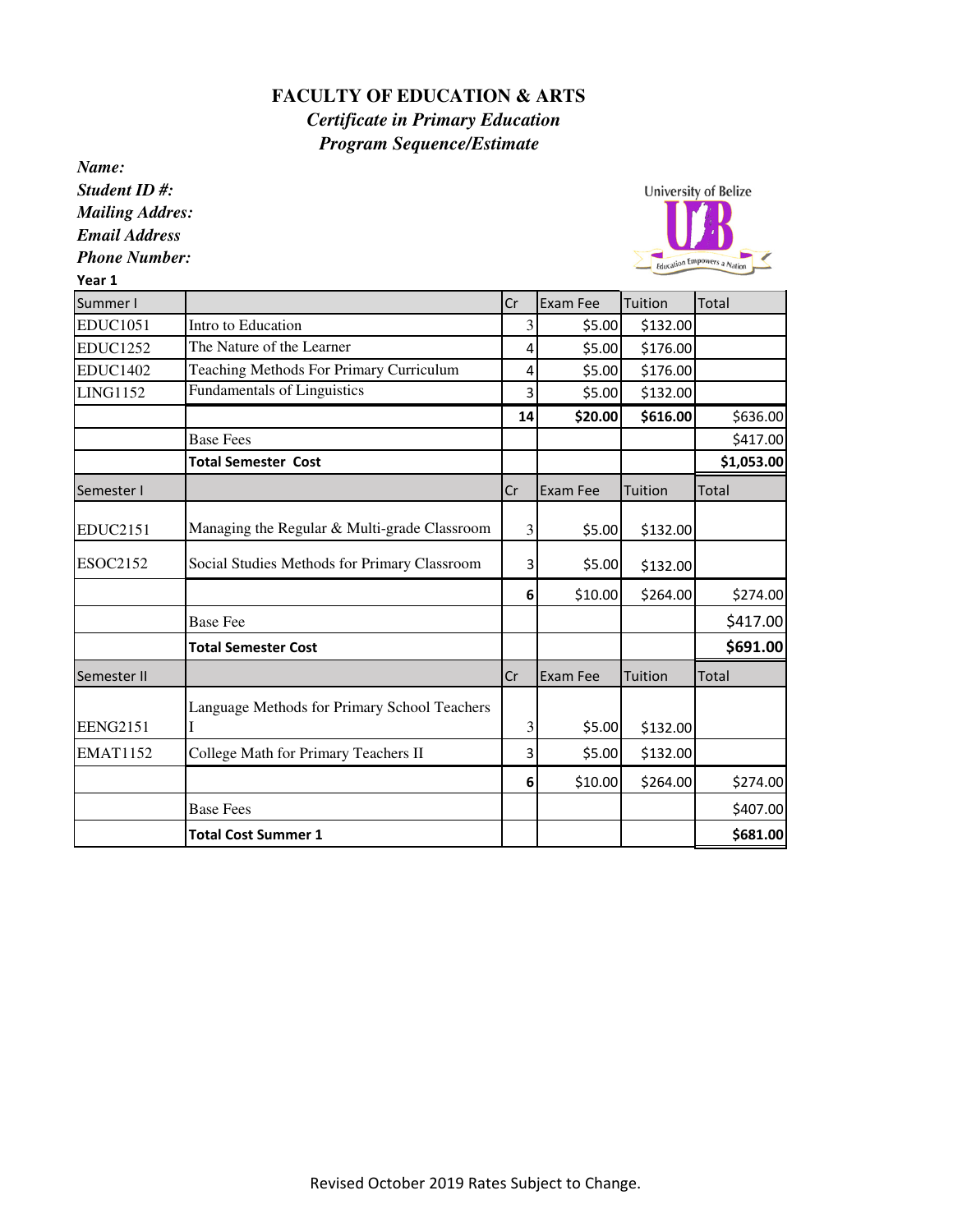# FACULTY OF EDUCATION & ARTS

***Certificate in Primary Education***

***Program Sequence/Estimate***

***Name:***

***Student ID #:***

***Mailing Addres:***

***Email Address***

***Phone Number:***

University of Belize

**Year 1**

| Summer I | | Cr | Exam Fee | Tuition | Total |
|---|---|---|---|---|---|
| EDUC1051 | Intro to Education | 3 | $5.00 | $132.00 | |
| EDUC1252 | The Nature of the Learner | 4 | $5.00 | $176.00 | |
| EDUC1402 | Teaching Methods For Primary Curriculum | 4 | $5.00 | $176.00 | |
| LING1152 | Fundamentals of Linguistics | 3 | $5.00 | $132.00 | |
| | | **14** | **$20.00** | **$616.00** | $636.00 |
| | Base Fees | | | | $417.00 |
| | **Total Semester Cost** | | | | **$1,053.00** |
| Semester I | | Cr | Exam Fee | Tuition | Total |
| EDUC2151 | Managing the Regular & Multi-grade Classroom | 3 | $5.00 | $132.00 | |
| ESOC2152 | Social Studies Methods for Primary Classroom | 3 | $5.00 | $132.00 | |
| | | **6** | $10.00 | $264.00 | $274.00 |
| | Base Fee | | | | $417.00 |
| | **Total Semester Cost** | | | | **$691.00** |
| Semester II | | Cr | Exam Fee | Tuition | Total |
| EENG2151 | Language Methods for Primary School Teachers I | 3 | $5.00 | $132.00 | |
| EMAT1152 | College Math for Primary Teachers II | 3 | $5.00 | $132.00 | |
| | | **6** | $10.00 | $264.00 | $274.00 |
| | Base Fees | | | | $407.00 |
| | **Total Cost Summer 1** | | | | **$681.00** |

Revised October 2019 Rates Subject to Change.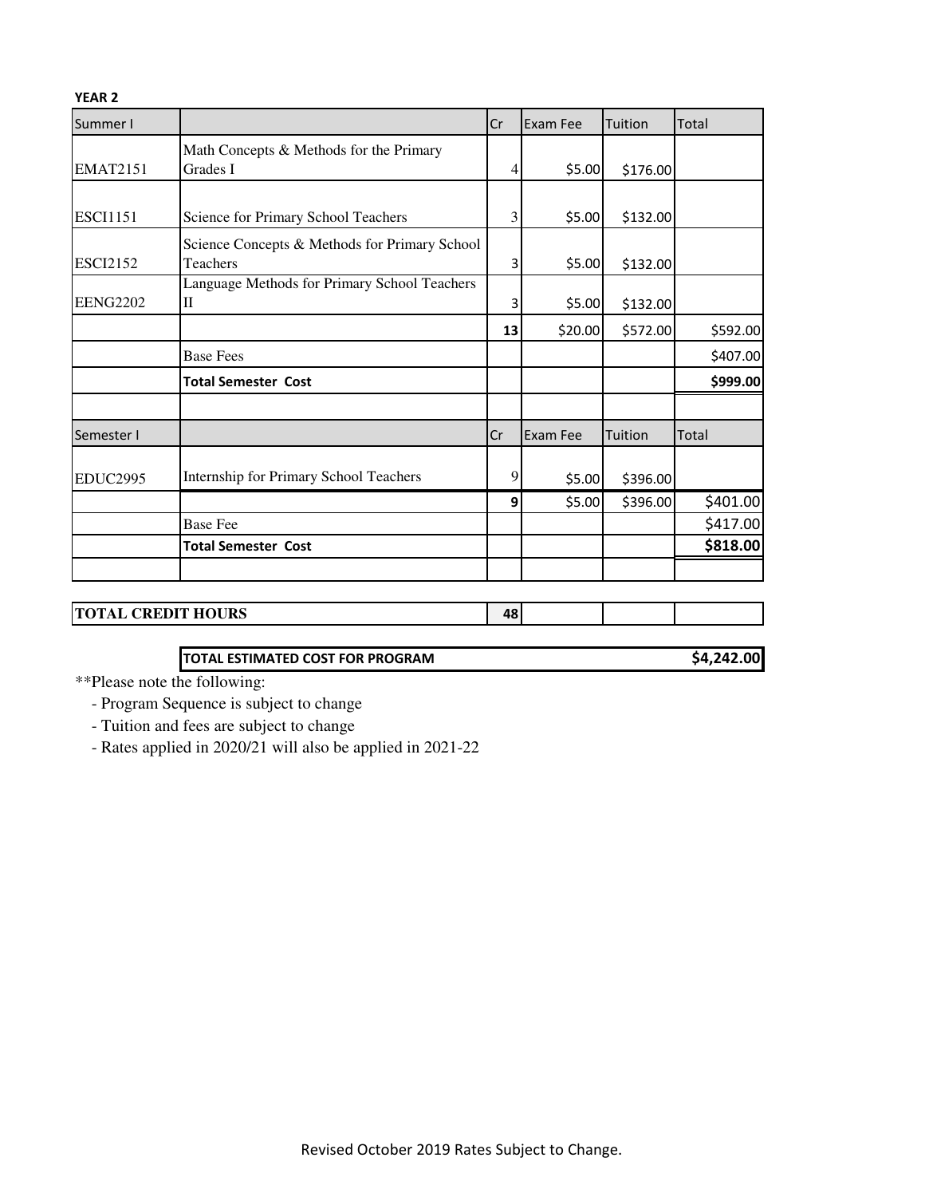**YEAR 2**

| Summer I | | Cr | Exam Fee | Tuition | Total |
|---|---|---|---|---|---|
| EMAT2151 | Math Concepts & Methods for the Primary Grades I | 4 | $5.00 | $176.00 | |
| ESCI1151 | Science for Primary School Teachers | 3 | $5.00 | $132.00 | |
| ESCI2152 | Science Concepts & Methods for Primary School Teachers | 3 | $5.00 | $132.00 | |
| EENG2202 | Language Methods for Primary School Teachers II | 3 | $5.00 | $132.00 | |
| | | **13** | $20.00 | $572.00 | $592.00 |
| | Base Fees | | | | $407.00 |
| | **Total Semester Cost** | | | | **$999.00** |
| | | | | | |
| Semester I | | Cr | Exam Fee | Tuition | Total |
| EDUC2995 | Internship for Primary School Teachers | 9 | $5.00 | $396.00 | |
| | | **9** | $5.00 | $396.00 | $401.00 |
| | Base Fee | | | | $417.00 |
| | **Total Semester Cost** | | | | **$818.00** |
| | | | | | |
| **TOTAL CREDIT HOURS** | | **48** | | | |

| | |
|---|---|
| **TOTAL ESTIMATED COST FOR PROGRAM** | **$4,242.00** |

**Please note the following:

- Program Sequence is subject to change
- Tuition and fees are subject to change
- Rates applied in 2020/21 will also be applied in 2021-22

Revised October 2019 Rates Subject to Change.